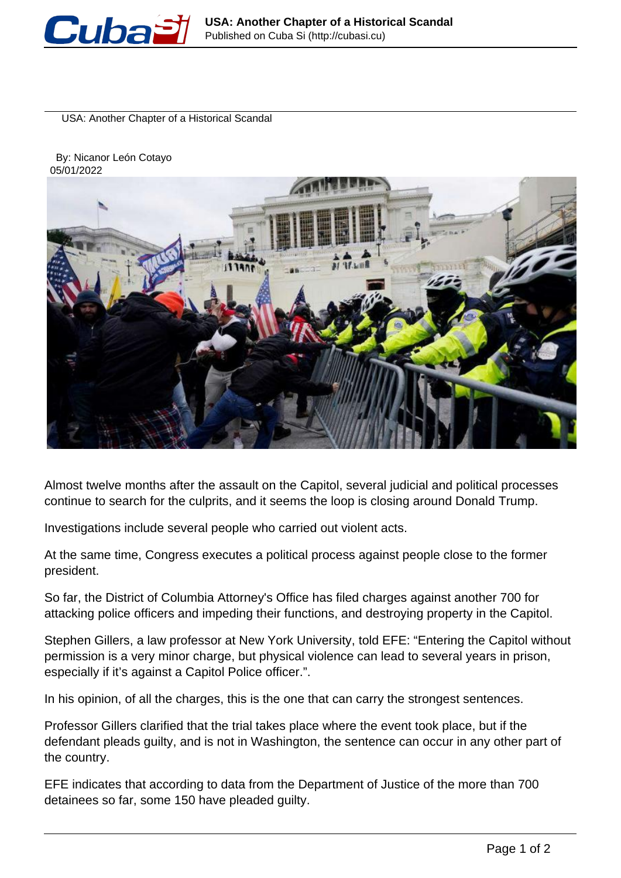# USA: Another Chapter of a Historical Scandal

By: Nicanor León Cotayo
05/01/2022

Almost twelve months after the assault on the Capitol, several judicial and political processes continue to search for the culprits, and it seems the loop is closing around Donald Trump.

Investigations include several people who carried out violent acts.

At the same time, Congress executes a political process against people close to the former president.

So far, the District of Columbia Attorney's Office has filed charges against another 700 for attacking police officers and impeding their functions, and destroying property in the Capitol.

Stephen Gillers, a law professor at New York University, told EFE: "Entering the Capitol without permission is a very minor charge, but physical violence can lead to several years in prison, especially if it's against a Capitol Police officer.".

In his opinion, of all the charges, this is the one that can carry the strongest sentences.

Professor Gillers clarified that the trial takes place where the event took place, but if the defendant pleads guilty, and is not in Washington, the sentence can occur in any other part of the country.

EFE indicates that according to data from the Department of Justice of the more than 700 detainees so far, some 150 have pleaded guilty.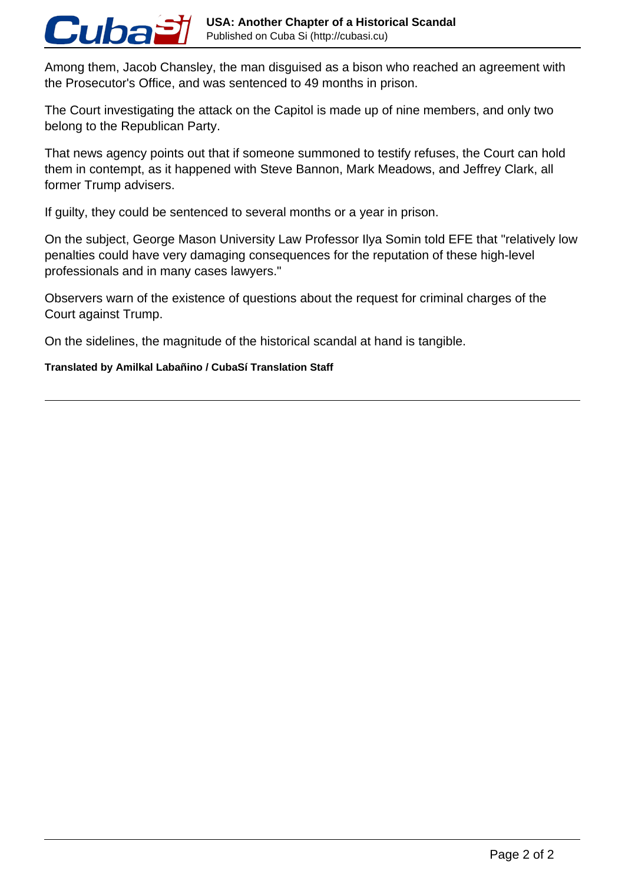Among them, Jacob Chansley, the man disguised as a bison who reached an agreement with the Prosecutor's Office, and was sentenced to 49 months in prison.

The Court investigating the attack on the Capitol is made up of nine members, and only two belong to the Republican Party.

That news agency points out that if someone summoned to testify refuses, the Court can hold them in contempt, as it happened with Steve Bannon, Mark Meadows, and Jeffrey Clark, all former Trump advisers.

If guilty, they could be sentenced to several months or a year in prison.

On the subject, George Mason University Law Professor Ilya Somin told EFE that "relatively low penalties could have very damaging consequences for the reputation of these high-level professionals and in many cases lawyers."

Observers warn of the existence of questions about the request for criminal charges of the Court against Trump.

On the sidelines, the magnitude of the historical scandal at hand is tangible.

**Translated by Amilkal Labañino / CubaSí Translation Staff**